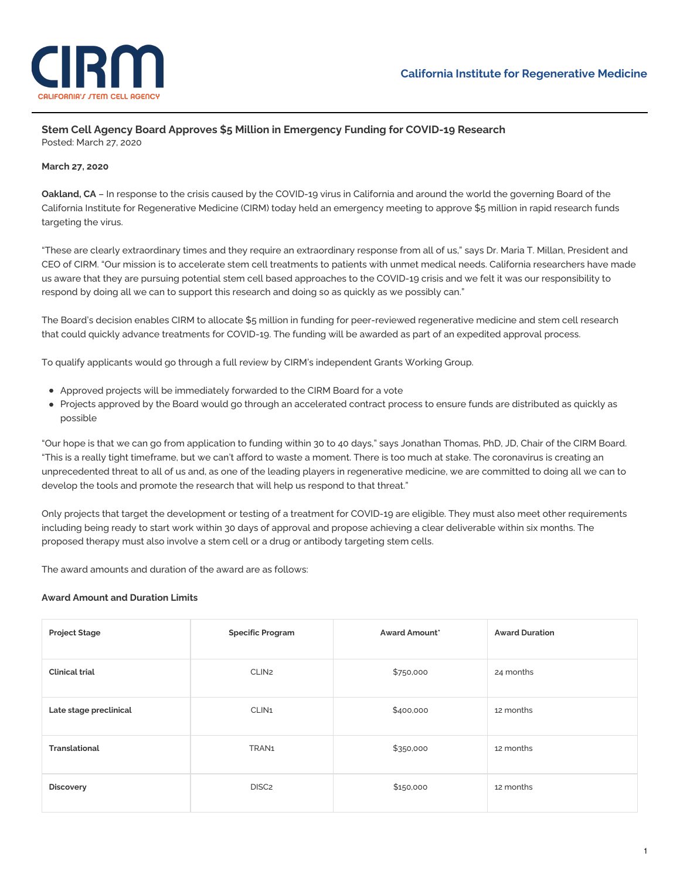# Stem Cell Agency Board Approves $5 Million in Emergency Funding for COVID-19 Research

Posted: March 27, 2020

**March 27, 2020**

**Oakland, CA** – In response to the crisis caused by the COVID-19 virus in California and around the world the governing Board of the California Institute for Regenerative Medicine (CIRM) today held an emergency meeting to approve $5 million in rapid research funds targeting the virus.

“These are clearly extraordinary times and they require an extraordinary response from all of us,” says Dr. Maria T. Millan, President and CEO of CIRM. “Our mission is to accelerate stem cell treatments to patients with unmet medical needs. California researchers have made us aware that they are pursuing potential stem cell based approaches to the COVID-19 crisis and we felt it was our responsibility to respond by doing all we can to support this research and doing so as quickly as we possibly can.”

The Board’s decision enables CIRM to allocate $5 million in funding for peer-reviewed regenerative medicine and stem cell research that could quickly advance treatments for COVID-19. The funding will be awarded as part of an expedited approval process.

To qualify applicants would go through a full review by CIRM’s independent Grants Working Group.

- Approved projects will be immediately forwarded to the CIRM Board for a vote
- Projects approved by the Board would go through an accelerated contract process to ensure funds are distributed as quickly as possible

“Our hope is that we can go from application to funding within 30 to 40 days,” says Jonathan Thomas, PhD, JD, Chair of the CIRM Board. “This is a really tight timeframe, but we can’t afford to waste a moment. There is too much at stake. The coronavirus is creating an unprecedented threat to all of us and, as one of the leading players in regenerative medicine, we are committed to doing all we can to develop the tools and promote the research that will help us respond to that threat.”

Only projects that target the development or testing of a treatment for COVID-19 are eligible. They must also meet other requirements including being ready to start work within 30 days of approval and propose achieving a clear deliverable within six months. The proposed therapy must also involve a stem cell or a drug or antibody targeting stem cells.

The award amounts and duration of the award are as follows:

**Award Amount and Duration Limits**

| Project Stage | Specific Program | Award Amount* | Award Duration |
| --- | --- | --- | --- |
| **Clinical trial** | CLIN2 | $750,000 | 24 months |
| **Late stage preclinical** | CLIN1 | $400,000 | 12 months |
| **Translational** | TRAN1 | $350,000 | 12 months |
| **Discovery** | DISC2 | $150,000 | 12 months |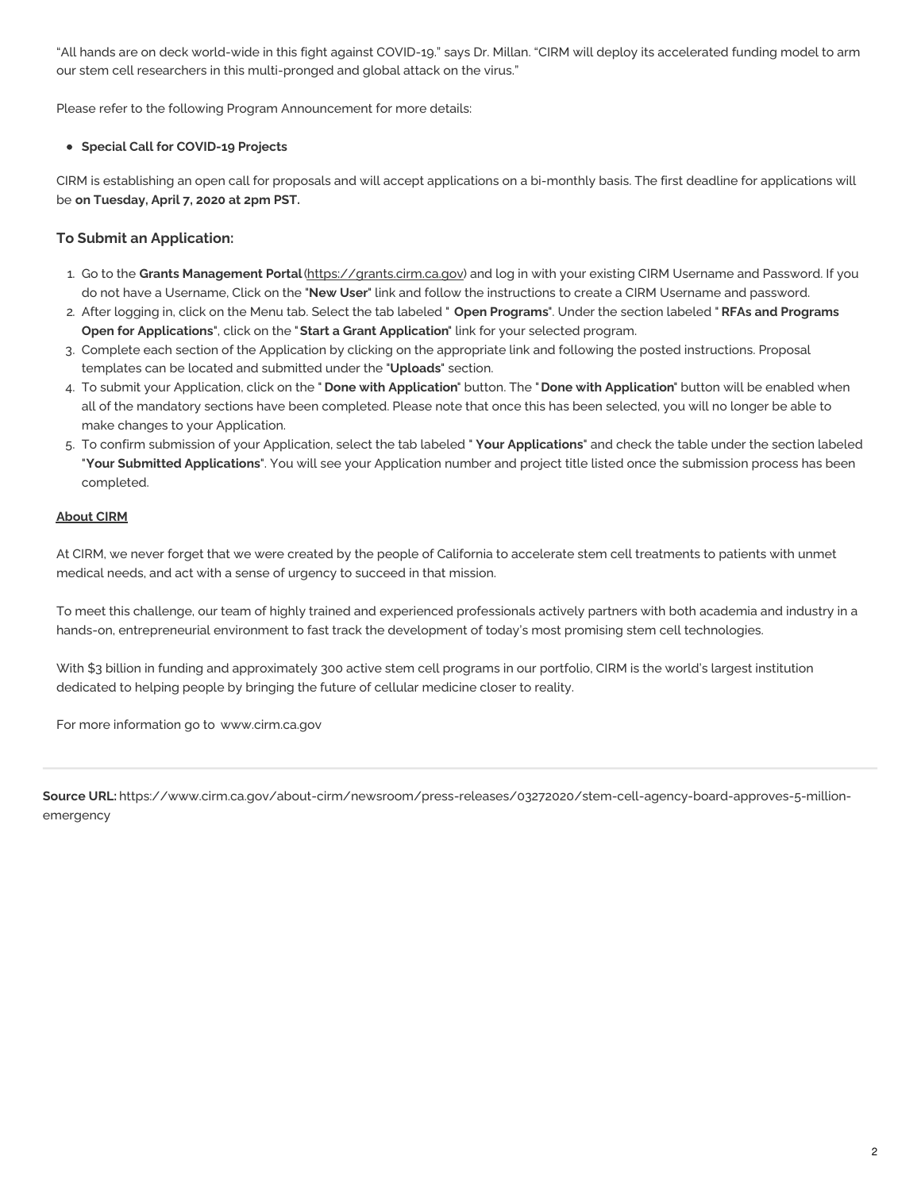"All hands are on deck world-wide in this fight against COVID-19." says Dr. Millan. "CIRM will deploy its accelerated funding model to arm our stem cell researchers in this multi-pronged and global attack on the virus."

Please refer to the following Program Announcement for more details:

- **Special Call for COVID-19 Projects**

CIRM is establishing an open call for proposals and will accept applications on a bi-monthly basis. The first deadline for applications will be **on Tuesday, April 7, 2020 at 2pm PST.**

### To Submit an Application:

1. Go to the **Grants Management Portal** (https://grants.cirm.ca.gov) and log in with your existing CIRM Username and Password. If you do not have a Username, Click on the "**New User**" link and follow the instructions to create a CIRM Username and password.
2. After logging in, click on the Menu tab. Select the tab labeled " **Open Programs**". Under the section labeled " **RFAs and Programs Open for Applications**", click on the "**Start a Grant Application**" link for your selected program.
3. Complete each section of the Application by clicking on the appropriate link and following the posted instructions. Proposal templates can be located and submitted under the "**Uploads**" section.
4. To submit your Application, click on the " **Done with Application**" button. The "**Done with Application**" button will be enabled when all of the mandatory sections have been completed. Please note that once this has been selected, you will no longer be able to make changes to your Application.
5. To confirm submission of your Application, select the tab labeled " **Your Applications**" and check the table under the section labeled "**Your Submitted Applications**". You will see your Application number and project title listed once the submission process has been completed.

**About CIRM**

At CIRM, we never forget that we were created by the people of California to accelerate stem cell treatments to patients with unmet medical needs, and act with a sense of urgency to succeed in that mission.

To meet this challenge, our team of highly trained and experienced professionals actively partners with both academia and industry in a hands-on, entrepreneurial environment to fast track the development of today's most promising stem cell technologies.

With $3 billion in funding and approximately 300 active stem cell programs in our portfolio, CIRM is the world's largest institution dedicated to helping people by bringing the future of cellular medicine closer to reality.

For more information go to www.cirm.ca.gov

---

**Source URL:** https://www.cirm.ca.gov/about-cirm/newsroom/press-releases/03272020/stem-cell-agency-board-approves-5-million-emergency